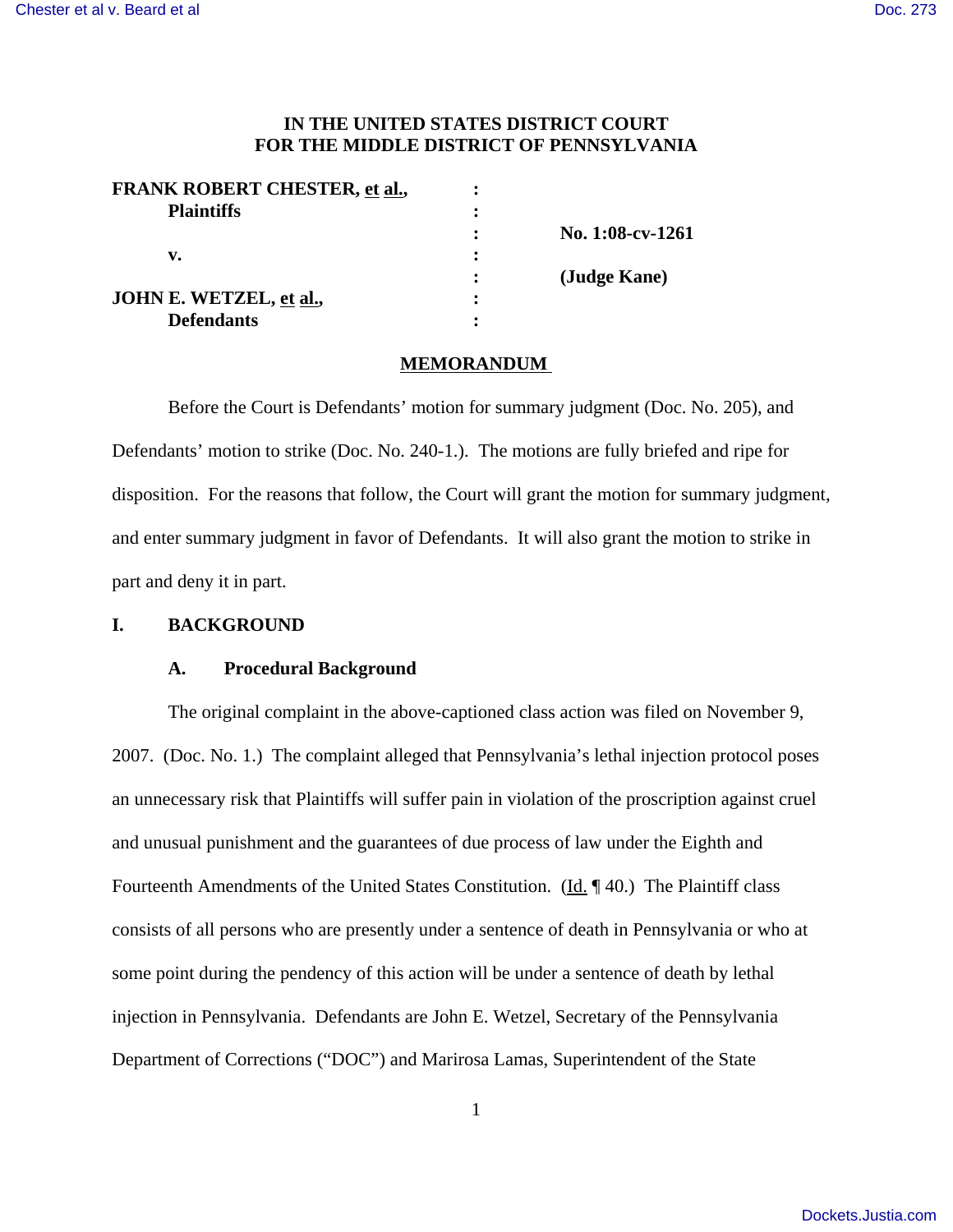**IN THE UNITED STATES DISTRICT COURT**
**FOR THE MIDDLE DISTRICT OF PENNSYLVANIA**

| | | |
|---|---|---|
| **FRANK ROBERT CHESTER, et al.,** | : | |
| **Plaintiffs** | : | |
| | : | **No. 1:08-cv-1261** |
| **v.** | : | |
| | : | **(Judge Kane)** |
| **JOHN E. WETZEL, et al.,** | : | |
| **Defendants** | : | |

## MEMORANDUM

Before the Court is Defendants' motion for summary judgment (Doc. No. 205), and Defendants' motion to strike (Doc. No. 240-1.). The motions are fully briefed and ripe for disposition. For the reasons that follow, the Court will grant the motion for summary judgment, and enter summary judgment in favor of Defendants. It will also grant the motion to strike in part and deny it in part.

## I. BACKGROUND

### A. Procedural Background

The original complaint in the above-captioned class action was filed on November 9, 2007. (Doc. No. 1.) The complaint alleged that Pennsylvania's lethal injection protocol poses an unnecessary risk that Plaintiffs will suffer pain in violation of the proscription against cruel and unusual punishment and the guarantees of due process of law under the Eighth and Fourteenth Amendments of the United States Constitution. (Id. ¶ 40.) The Plaintiff class consists of all persons who are presently under a sentence of death in Pennsylvania or who at some point during the pendency of this action will be under a sentence of death by lethal injection in Pennsylvania. Defendants are John E. Wetzel, Secretary of the Pennsylvania Department of Corrections ("DOC") and Marirosa Lamas, Superintendent of the State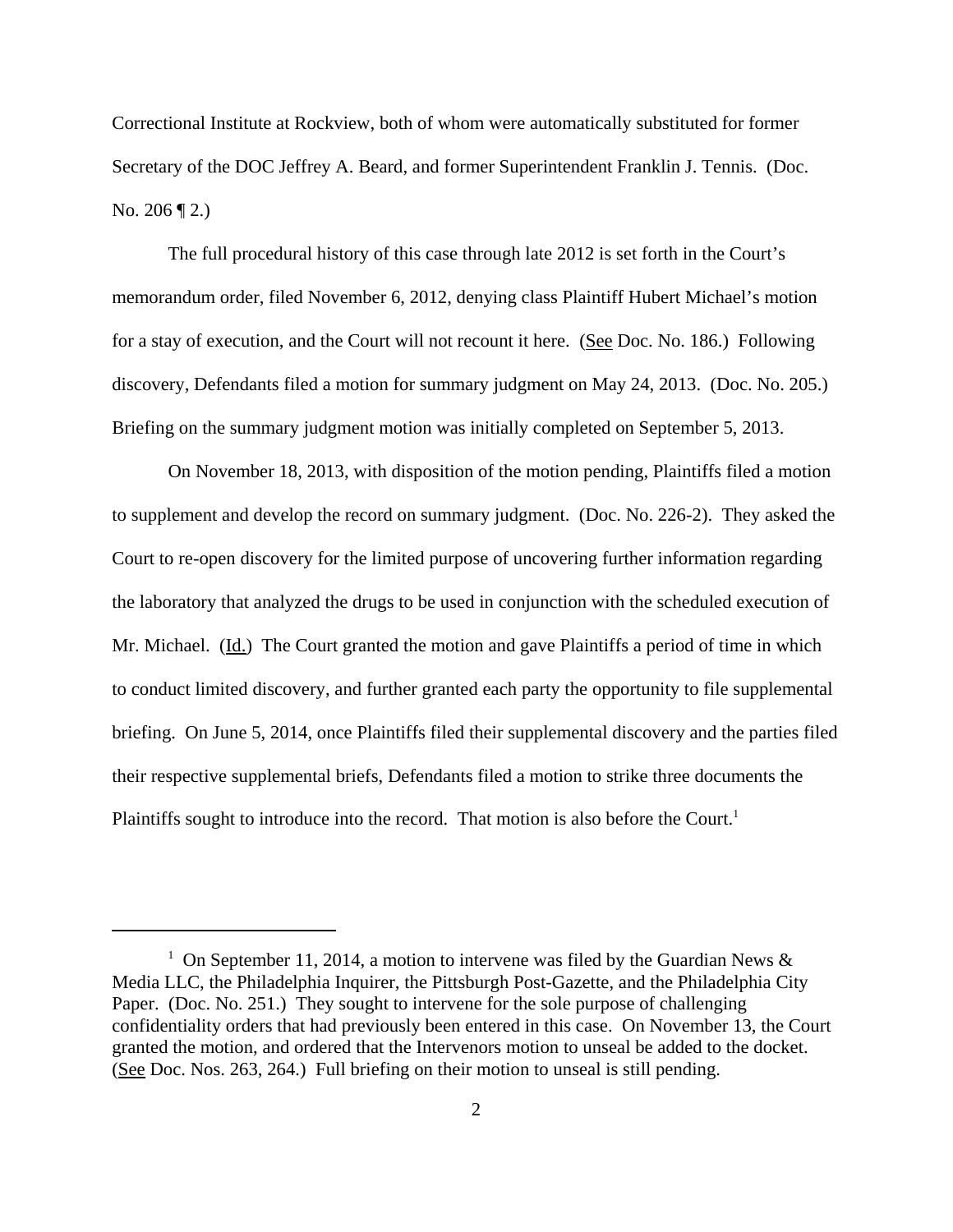Correctional Institute at Rockview, both of whom were automatically substituted for former Secretary of the DOC Jeffrey A. Beard, and former Superintendent Franklin J. Tennis. (Doc. No. 206 ¶ 2.)

The full procedural history of this case through late 2012 is set forth in the Court's memorandum order, filed November 6, 2012, denying class Plaintiff Hubert Michael's motion for a stay of execution, and the Court will not recount it here. (See Doc. No. 186.) Following discovery, Defendants filed a motion for summary judgment on May 24, 2013. (Doc. No. 205.) Briefing on the summary judgment motion was initially completed on September 5, 2013.

On November 18, 2013, with disposition of the motion pending, Plaintiffs filed a motion to supplement and develop the record on summary judgment. (Doc. No. 226-2). They asked the Court to re-open discovery for the limited purpose of uncovering further information regarding the laboratory that analyzed the drugs to be used in conjunction with the scheduled execution of Mr. Michael. (Id.) The Court granted the motion and gave Plaintiffs a period of time in which to conduct limited discovery, and further granted each party the opportunity to file supplemental briefing. On June 5, 2014, once Plaintiffs filed their supplemental discovery and the parties filed their respective supplemental briefs, Defendants filed a motion to strike three documents the Plaintiffs sought to introduce into the record. That motion is also before the Court.[1]

---

[1] On September 11, 2014, a motion to intervene was filed by the Guardian News & Media LLC, the Philadelphia Inquirer, the Pittsburgh Post-Gazette, and the Philadelphia City Paper. (Doc. No. 251.) They sought to intervene for the sole purpose of challenging confidentiality orders that had previously been entered in this case. On November 13, the Court granted the motion, and ordered that the Intervenors motion to unseal be added to the docket. (See Doc. Nos. 263, 264.) Full briefing on their motion to unseal is still pending.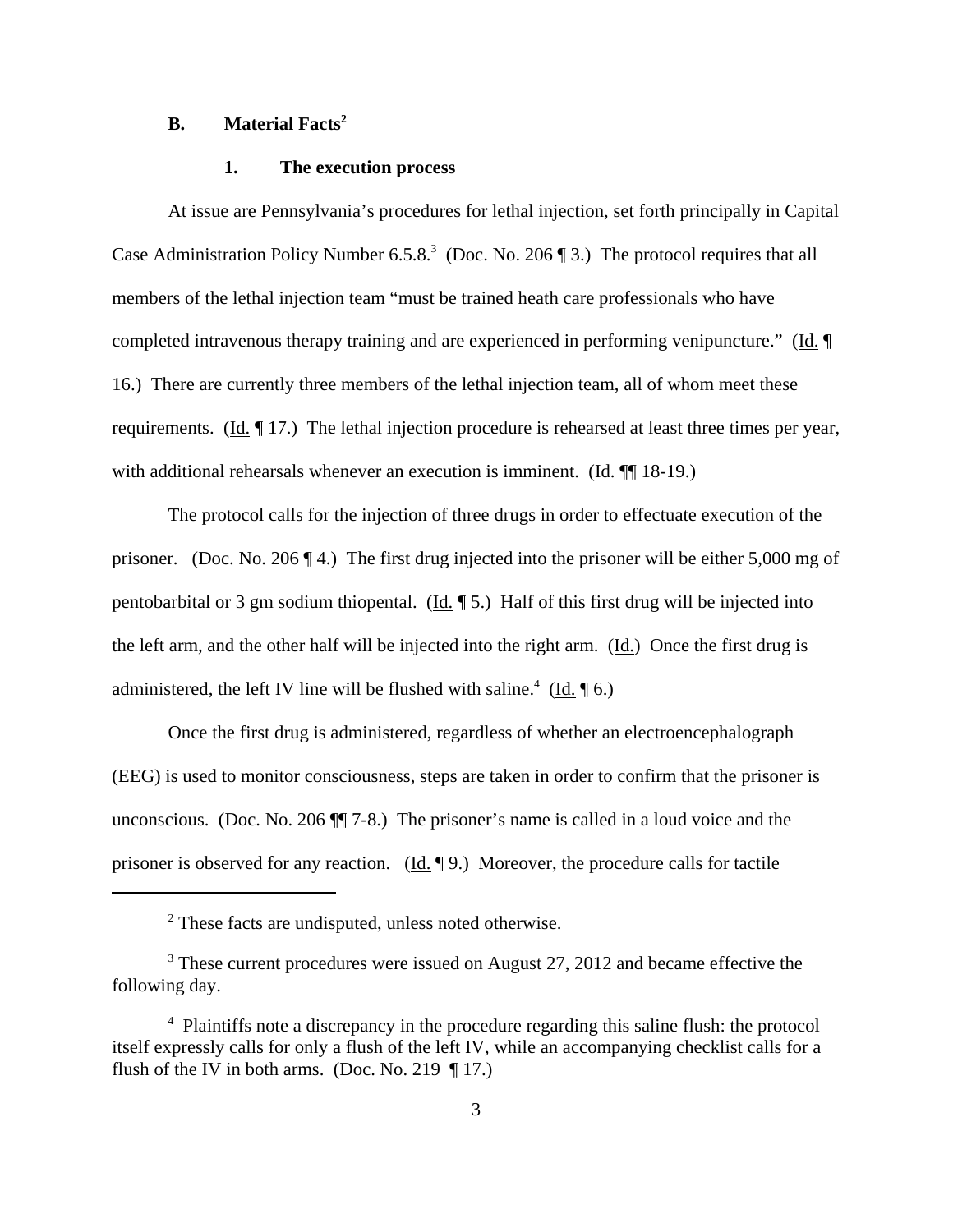### B. Material Facts[2]

#### 1. The execution process

At issue are Pennsylvania's procedures for lethal injection, set forth principally in Capital Case Administration Policy Number 6.5.8.[3] (Doc. No. 206 ¶ 3.) The protocol requires that all members of the lethal injection team "must be trained heath care professionals who have completed intravenous therapy training and are experienced in performing venipuncture." (Id. ¶ 16.) There are currently three members of the lethal injection team, all of whom meet these requirements. (Id. ¶ 17.) The lethal injection procedure is rehearsed at least three times per year, with additional rehearsals whenever an execution is imminent. (Id. ¶¶ 18-19.)

The protocol calls for the injection of three drugs in order to effectuate execution of the prisoner. (Doc. No. 206 ¶ 4.) The first drug injected into the prisoner will be either 5,000 mg of pentobarbital or 3 gm sodium thiopental. (Id. ¶ 5.) Half of this first drug will be injected into the left arm, and the other half will be injected into the right arm. (Id.) Once the first drug is administered, the left IV line will be flushed with saline.[4] (Id. ¶ 6.)

Once the first drug is administered, regardless of whether an electroencephalograph (EEG) is used to monitor consciousness, steps are taken in order to confirm that the prisoner is unconscious. (Doc. No. 206 ¶¶ 7-8.) The prisoner's name is called in a loud voice and the prisoner is observed for any reaction. (Id. ¶ 9.) Moreover, the procedure calls for tactile

---

[2] These facts are undisputed, unless noted otherwise.

[3] These current procedures were issued on August 27, 2012 and became effective the following day.

[4] Plaintiffs note a discrepancy in the procedure regarding this saline flush: the protocol itself expressly calls for only a flush of the left IV, while an accompanying checklist calls for a flush of the IV in both arms. (Doc. No. 219 ¶ 17.)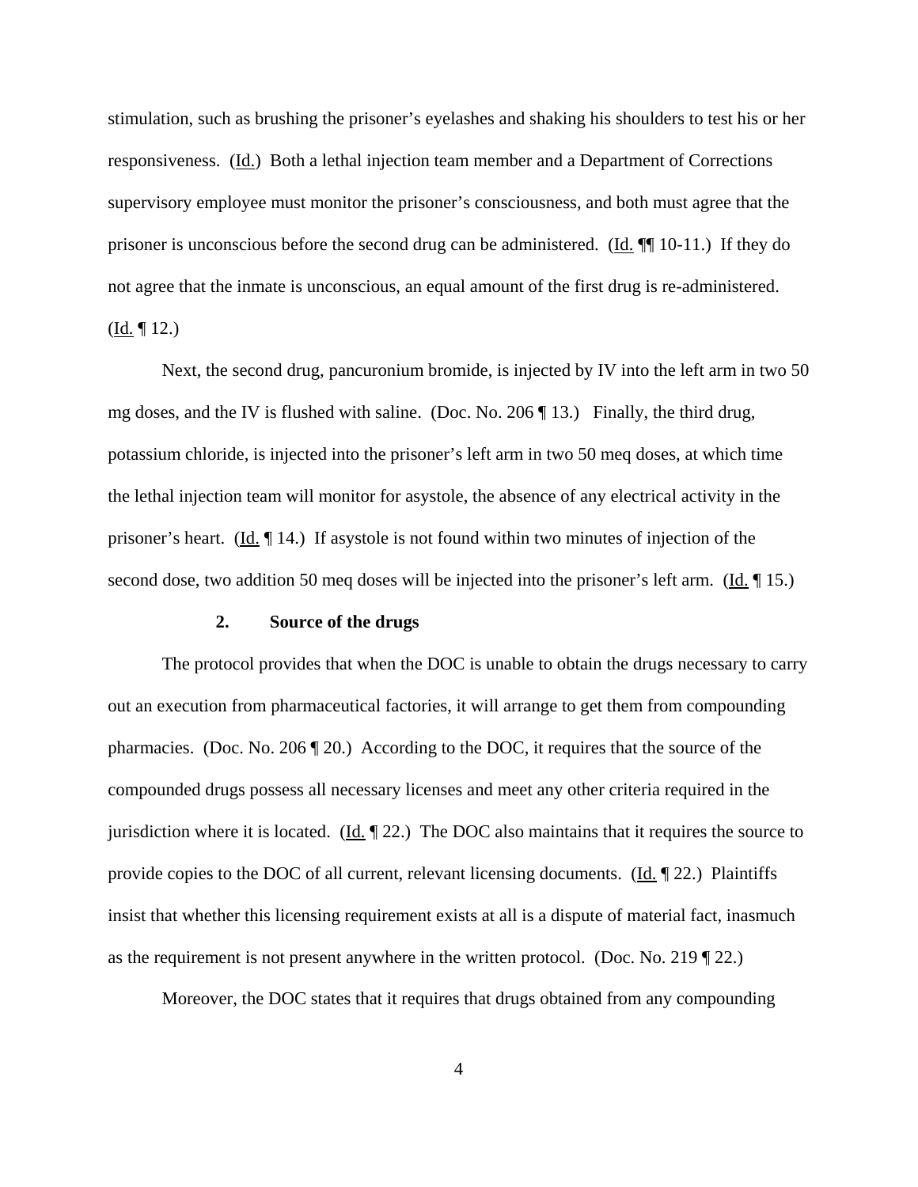stimulation, such as brushing the prisoner's eyelashes and shaking his shoulders to test his or her responsiveness. (Id.) Both a lethal injection team member and a Department of Corrections supervisory employee must monitor the prisoner's consciousness, and both must agree that the prisoner is unconscious before the second drug can be administered. (Id. ¶¶ 10-11.) If they do not agree that the inmate is unconscious, an equal amount of the first drug is re-administered. (Id. ¶ 12.)

Next, the second drug, pancuronium bromide, is injected by IV into the left arm in two 50 mg doses, and the IV is flushed with saline. (Doc. No. 206 ¶ 13.) Finally, the third drug, potassium chloride, is injected into the prisoner's left arm in two 50 meq doses, at which time the lethal injection team will monitor for asystole, the absence of any electrical activity in the prisoner's heart. (Id. ¶ 14.) If asystole is not found within two minutes of injection of the second dose, two addition 50 meq doses will be injected into the prisoner's left arm. (Id. ¶ 15.)

### 2. Source of the drugs

The protocol provides that when the DOC is unable to obtain the drugs necessary to carry out an execution from pharmaceutical factories, it will arrange to get them from compounding pharmacies. (Doc. No. 206 ¶ 20.) According to the DOC, it requires that the source of the compounded drugs possess all necessary licenses and meet any other criteria required in the jurisdiction where it is located. (Id. ¶ 22.) The DOC also maintains that it requires the source to provide copies to the DOC of all current, relevant licensing documents. (Id. ¶ 22.) Plaintiffs insist that whether this licensing requirement exists at all is a dispute of material fact, inasmuch as the requirement is not present anywhere in the written protocol. (Doc. No. 219 ¶ 22.)

Moreover, the DOC states that it requires that drugs obtained from any compounding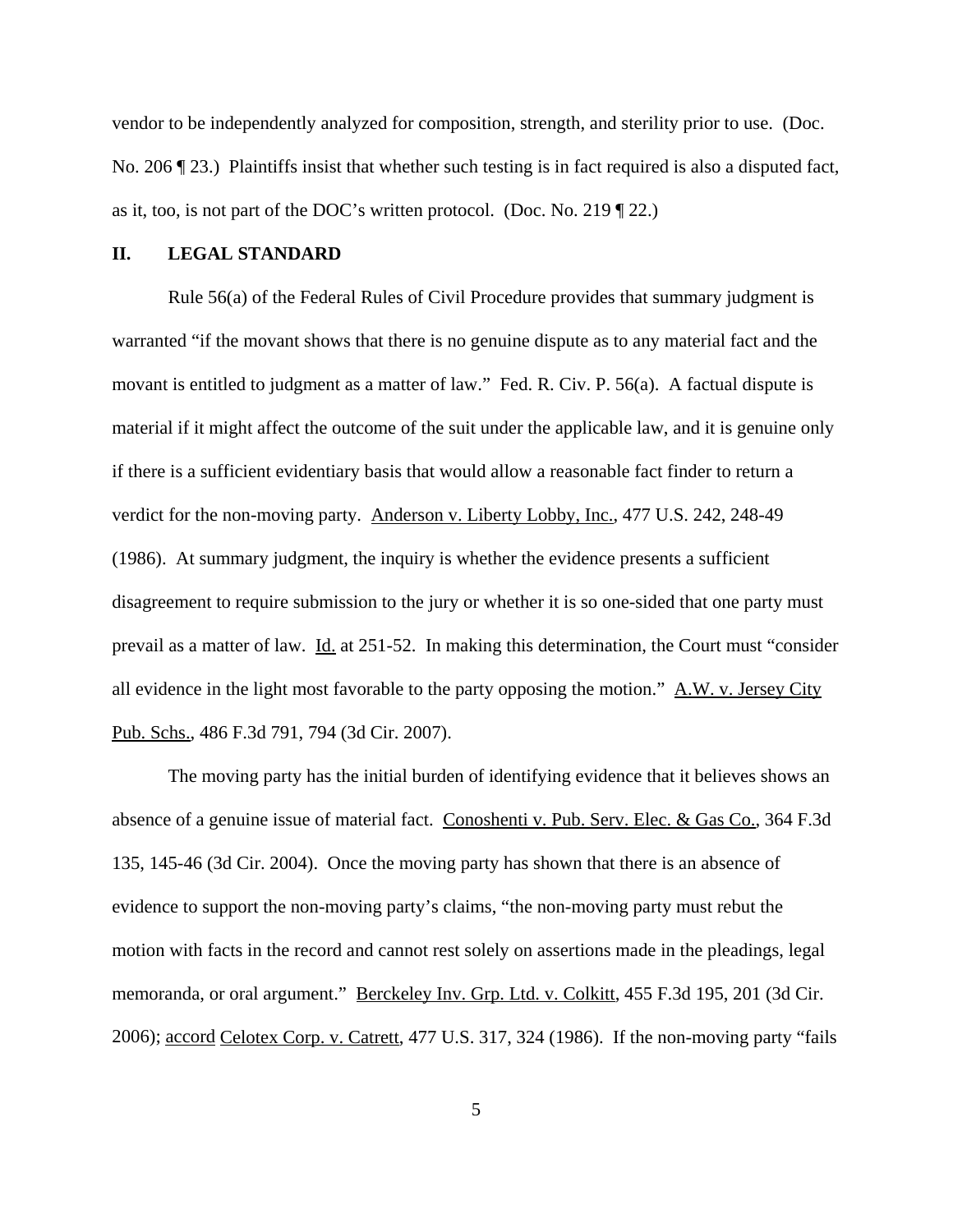vendor to be independently analyzed for composition, strength, and sterility prior to use. (Doc. No. 206 ¶ 23.) Plaintiffs insist that whether such testing is in fact required is also a disputed fact, as it, too, is not part of the DOC's written protocol. (Doc. No. 219 ¶ 22.)

## II. LEGAL STANDARD

Rule 56(a) of the Federal Rules of Civil Procedure provides that summary judgment is warranted "if the movant shows that there is no genuine dispute as to any material fact and the movant is entitled to judgment as a matter of law." Fed. R. Civ. P. 56(a). A factual dispute is material if it might affect the outcome of the suit under the applicable law, and it is genuine only if there is a sufficient evidentiary basis that would allow a reasonable fact finder to return a verdict for the non-moving party. Anderson v. Liberty Lobby, Inc., 477 U.S. 242, 248-49 (1986). At summary judgment, the inquiry is whether the evidence presents a sufficient disagreement to require submission to the jury or whether it is so one-sided that one party must prevail as a matter of law. Id. at 251-52. In making this determination, the Court must "consider all evidence in the light most favorable to the party opposing the motion." A.W. v. Jersey City Pub. Schs., 486 F.3d 791, 794 (3d Cir. 2007).

The moving party has the initial burden of identifying evidence that it believes shows an absence of a genuine issue of material fact. Conoshenti v. Pub. Serv. Elec. & Gas Co., 364 F.3d 135, 145-46 (3d Cir. 2004). Once the moving party has shown that there is an absence of evidence to support the non-moving party's claims, "the non-moving party must rebut the motion with facts in the record and cannot rest solely on assertions made in the pleadings, legal memoranda, or oral argument." Berckeley Inv. Grp. Ltd. v. Colkitt, 455 F.3d 195, 201 (3d Cir. 2006); accord Celotex Corp. v. Catrett, 477 U.S. 317, 324 (1986). If the non-moving party "fails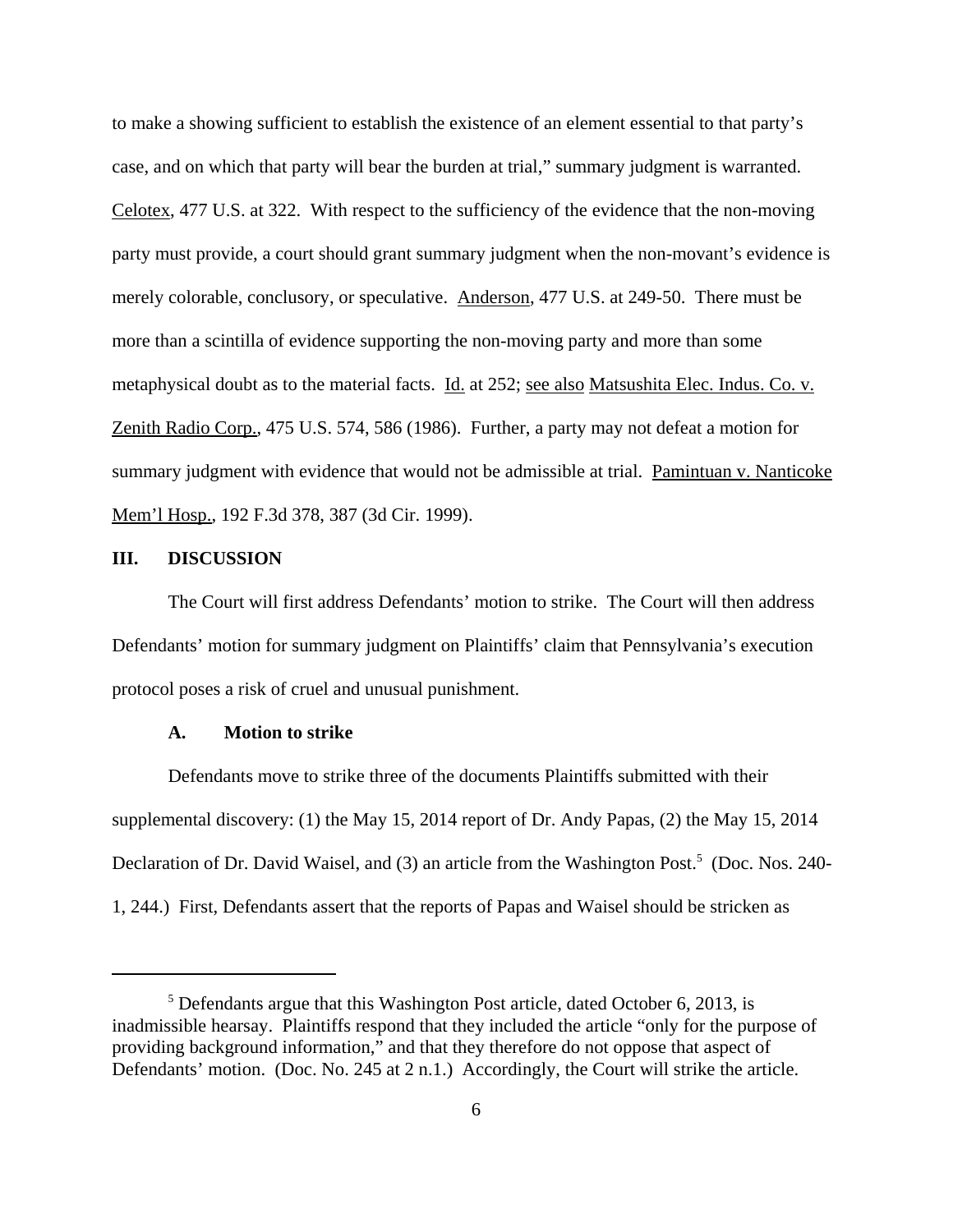to make a showing sufficient to establish the existence of an element essential to that party's case, and on which that party will bear the burden at trial," summary judgment is warranted. Celotex, 477 U.S. at 322. With respect to the sufficiency of the evidence that the non-moving party must provide, a court should grant summary judgment when the non-movant's evidence is merely colorable, conclusory, or speculative. Anderson, 477 U.S. at 249-50. There must be more than a scintilla of evidence supporting the non-moving party and more than some metaphysical doubt as to the material facts. Id. at 252; see also Matsushita Elec. Indus. Co. v. Zenith Radio Corp., 475 U.S. 574, 586 (1986). Further, a party may not defeat a motion for summary judgment with evidence that would not be admissible at trial. Pamintuan v. Nanticoke Mem'l Hosp., 192 F.3d 378, 387 (3d Cir. 1999).

## III. DISCUSSION

The Court will first address Defendants' motion to strike. The Court will then address Defendants' motion for summary judgment on Plaintiffs' claim that Pennsylvania's execution protocol poses a risk of cruel and unusual punishment.

### A. Motion to strike

Defendants move to strike three of the documents Plaintiffs submitted with their supplemental discovery: (1) the May 15, 2014 report of Dr. Andy Papas, (2) the May 15, 2014 Declaration of Dr. David Waisel, and (3) an article from the Washington Post.[5] (Doc. Nos. 240-1, 244.) First, Defendants assert that the reports of Papas and Waisel should be stricken as

[5] Defendants argue that this Washington Post article, dated October 6, 2013, is inadmissible hearsay. Plaintiffs respond that they included the article "only for the purpose of providing background information," and that they therefore do not oppose that aspect of Defendants' motion. (Doc. No. 245 at 2 n.1.) Accordingly, the Court will strike the article.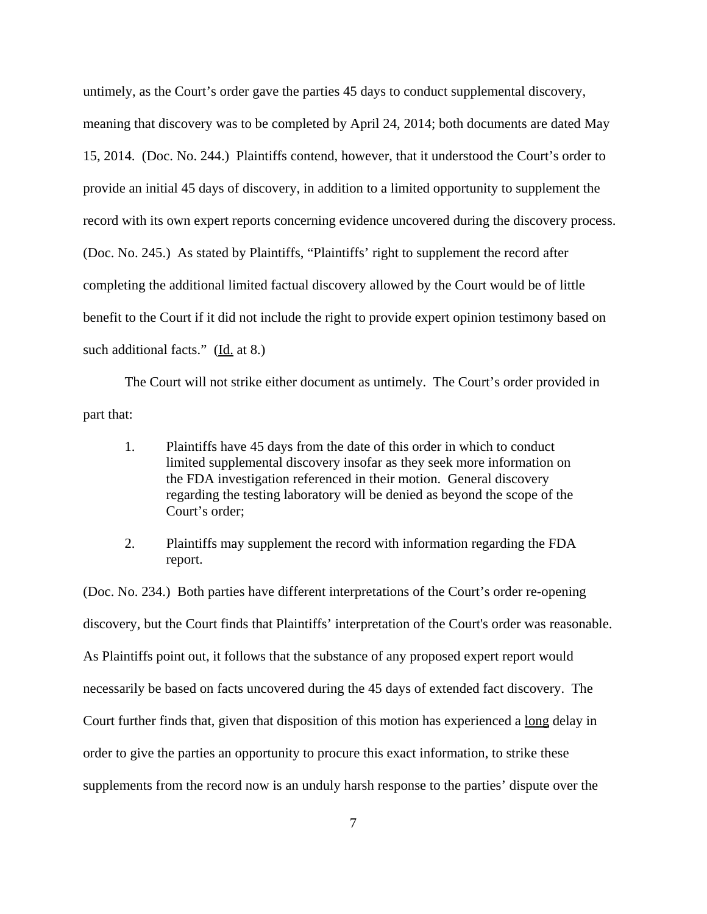untimely, as the Court's order gave the parties 45 days to conduct supplemental discovery, meaning that discovery was to be completed by April 24, 2014; both documents are dated May 15, 2014. (Doc. No. 244.) Plaintiffs contend, however, that it understood the Court's order to provide an initial 45 days of discovery, in addition to a limited opportunity to supplement the record with its own expert reports concerning evidence uncovered during the discovery process. (Doc. No. 245.) As stated by Plaintiffs, "Plaintiffs' right to supplement the record after completing the additional limited factual discovery allowed by the Court would be of little benefit to the Court if it did not include the right to provide expert opinion testimony based on such additional facts." (Id. at 8.)

The Court will not strike either document as untimely. The Court's order provided in part that:

> 1. Plaintiffs have 45 days from the date of this order in which to conduct limited supplemental discovery insofar as they seek more information on the FDA investigation referenced in their motion. General discovery regarding the testing laboratory will be denied as beyond the scope of the Court's order;
>
> 2. Plaintiffs may supplement the record with information regarding the FDA report.

(Doc. No. 234.) Both parties have different interpretations of the Court's order re-opening discovery, but the Court finds that Plaintiffs' interpretation of the Court's order was reasonable. As Plaintiffs point out, it follows that the substance of any proposed expert report would necessarily be based on facts uncovered during the 45 days of extended fact discovery. The Court further finds that, given that disposition of this motion has experienced a long delay in order to give the parties an opportunity to procure this exact information, to strike these supplements from the record now is an unduly harsh response to the parties' dispute over the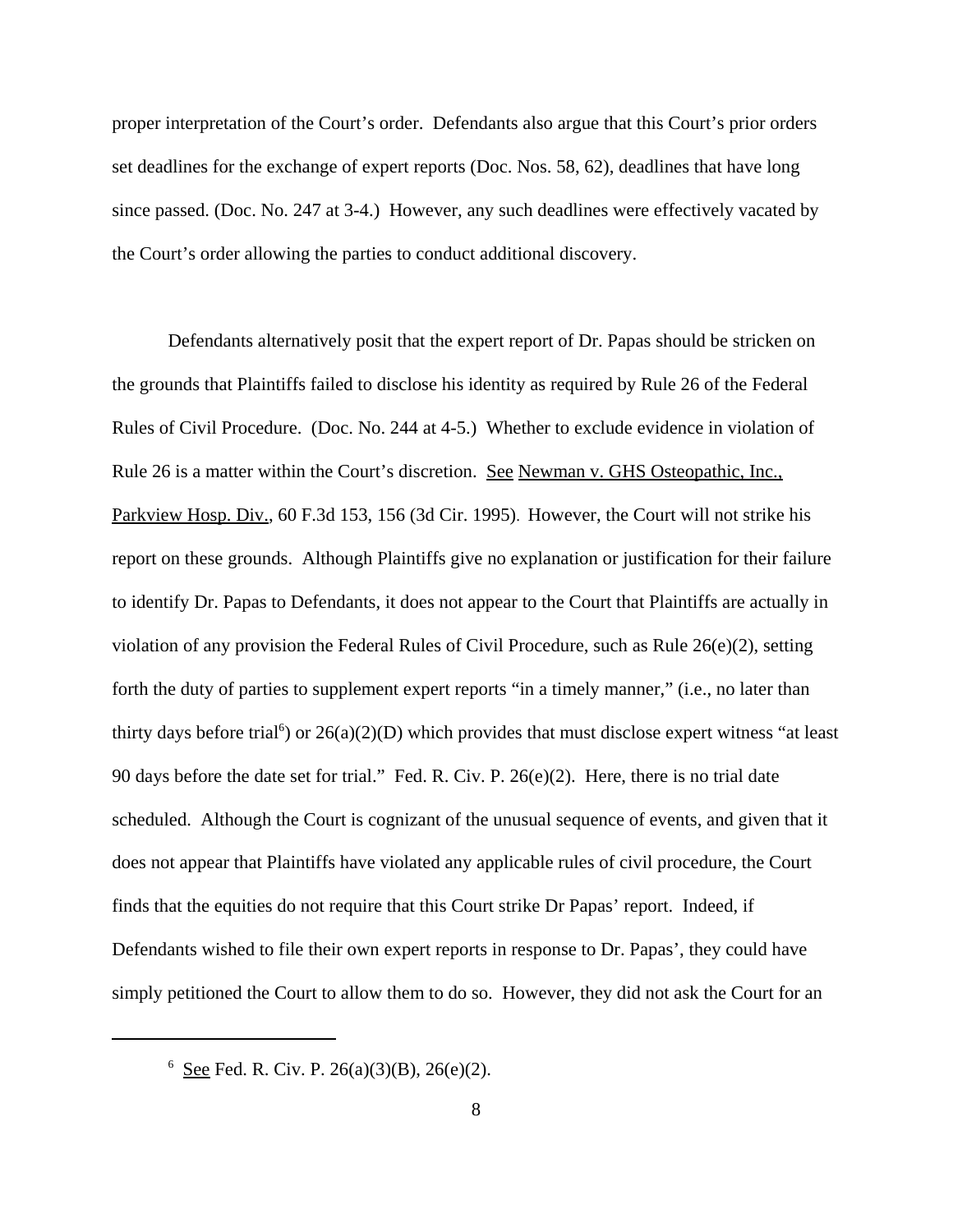proper interpretation of the Court's order. Defendants also argue that this Court's prior orders set deadlines for the exchange of expert reports (Doc. Nos. 58, 62), deadlines that have long since passed. (Doc. No. 247 at 3-4.) However, any such deadlines were effectively vacated by the Court's order allowing the parties to conduct additional discovery.

Defendants alternatively posit that the expert report of Dr. Papas should be stricken on the grounds that Plaintiffs failed to disclose his identity as required by Rule 26 of the Federal Rules of Civil Procedure. (Doc. No. 244 at 4-5.) Whether to exclude evidence in violation of Rule 26 is a matter within the Court's discretion. See Newman v. GHS Osteopathic, Inc., Parkview Hosp. Div., 60 F.3d 153, 156 (3d Cir. 1995). However, the Court will not strike his report on these grounds. Although Plaintiffs give no explanation or justification for their failure to identify Dr. Papas to Defendants, it does not appear to the Court that Plaintiffs are actually in violation of any provision the Federal Rules of Civil Procedure, such as Rule 26(e)(2), setting forth the duty of parties to supplement expert reports "in a timely manner," (i.e., no later than thirty days before trial[6]) or 26(a)(2)(D) which provides that must disclose expert witness "at least 90 days before the date set for trial." Fed. R. Civ. P. 26(e)(2). Here, there is no trial date scheduled. Although the Court is cognizant of the unusual sequence of events, and given that it does not appear that Plaintiffs have violated any applicable rules of civil procedure, the Court finds that the equities do not require that this Court strike Dr Papas' report. Indeed, if Defendants wished to file their own expert reports in response to Dr. Papas', they could have simply petitioned the Court to allow them to do so. However, they did not ask the Court for an

[6] See Fed. R. Civ. P. 26(a)(3)(B), 26(e)(2).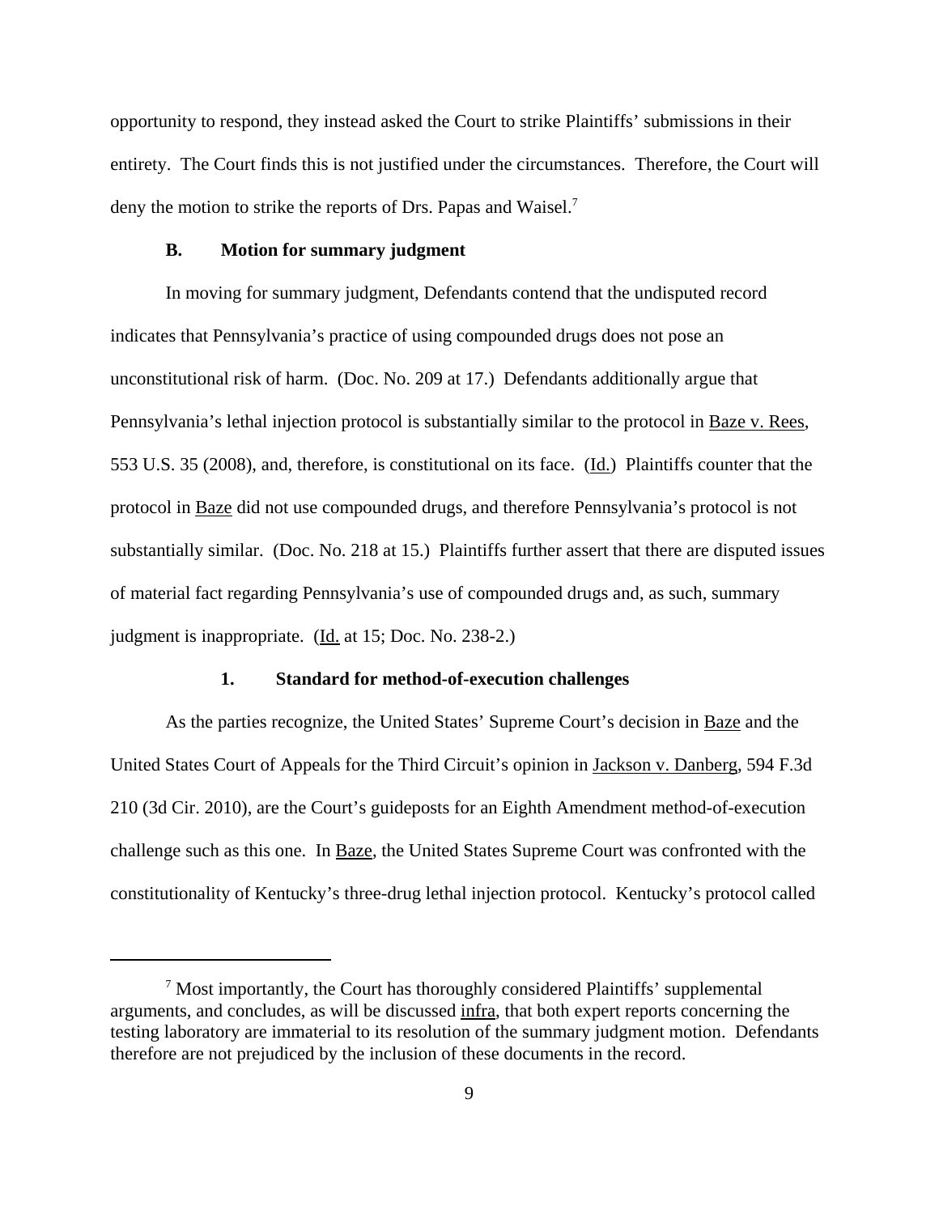opportunity to respond, they instead asked the Court to strike Plaintiffs' submissions in their entirety. The Court finds this is not justified under the circumstances. Therefore, the Court will deny the motion to strike the reports of Drs. Papas and Waisel.[7]

### B. Motion for summary judgment

In moving for summary judgment, Defendants contend that the undisputed record indicates that Pennsylvania's practice of using compounded drugs does not pose an unconstitutional risk of harm. (Doc. No. 209 at 17.) Defendants additionally argue that Pennsylvania's lethal injection protocol is substantially similar to the protocol in Baze v. Rees, 553 U.S. 35 (2008), and, therefore, is constitutional on its face. (Id.) Plaintiffs counter that the protocol in Baze did not use compounded drugs, and therefore Pennsylvania's protocol is not substantially similar. (Doc. No. 218 at 15.) Plaintiffs further assert that there are disputed issues of material fact regarding Pennsylvania's use of compounded drugs and, as such, summary judgment is inappropriate. (Id. at 15; Doc. No. 238-2.)

#### 1. Standard for method-of-execution challenges

As the parties recognize, the United States' Supreme Court's decision in Baze and the United States Court of Appeals for the Third Circuit's opinion in Jackson v. Danberg, 594 F.3d 210 (3d Cir. 2010), are the Court's guideposts for an Eighth Amendment method-of-execution challenge such as this one. In Baze, the United States Supreme Court was confronted with the constitutionality of Kentucky's three-drug lethal injection protocol. Kentucky's protocol called

---

[7] Most importantly, the Court has thoroughly considered Plaintiffs' supplemental arguments, and concludes, as will be discussed infra, that both expert reports concerning the testing laboratory are immaterial to its resolution of the summary judgment motion. Defendants therefore are not prejudiced by the inclusion of these documents in the record.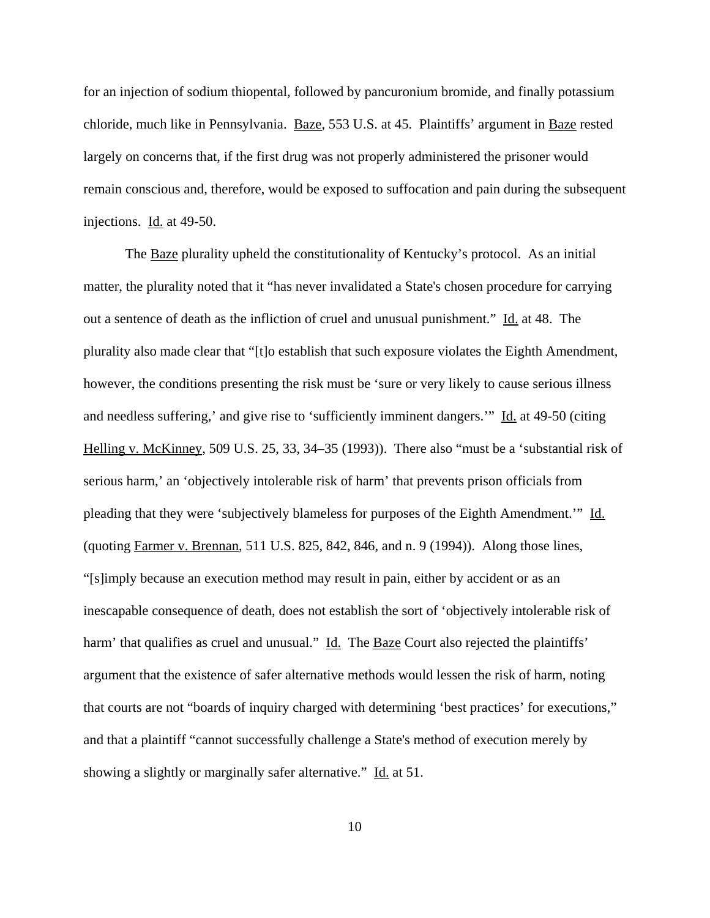for an injection of sodium thiopental, followed by pancuronium bromide, and finally potassium chloride, much like in Pennsylvania. Baze, 553 U.S. at 45. Plaintiffs' argument in Baze rested largely on concerns that, if the first drug was not properly administered the prisoner would remain conscious and, therefore, would be exposed to suffocation and pain during the subsequent injections. Id. at 49-50.

The Baze plurality upheld the constitutionality of Kentucky's protocol. As an initial matter, the plurality noted that it "has never invalidated a State's chosen procedure for carrying out a sentence of death as the infliction of cruel and unusual punishment." Id. at 48. The plurality also made clear that "[t]o establish that such exposure violates the Eighth Amendment, however, the conditions presenting the risk must be 'sure or very likely to cause serious illness and needless suffering,' and give rise to 'sufficiently imminent dangers.'" Id. at 49-50 (citing Helling v. McKinney, 509 U.S. 25, 33, 34–35 (1993)). There also "must be a 'substantial risk of serious harm,' an 'objectively intolerable risk of harm' that prevents prison officials from pleading that they were 'subjectively blameless for purposes of the Eighth Amendment.'" Id. (quoting Farmer v. Brennan, 511 U.S. 825, 842, 846, and n. 9 (1994)). Along those lines, "[s]imply because an execution method may result in pain, either by accident or as an inescapable consequence of death, does not establish the sort of 'objectively intolerable risk of harm' that qualifies as cruel and unusual." Id. The Baze Court also rejected the plaintiffs' argument that the existence of safer alternative methods would lessen the risk of harm, noting that courts are not "boards of inquiry charged with determining 'best practices' for executions," and that a plaintiff "cannot successfully challenge a State's method of execution merely by showing a slightly or marginally safer alternative." Id. at 51.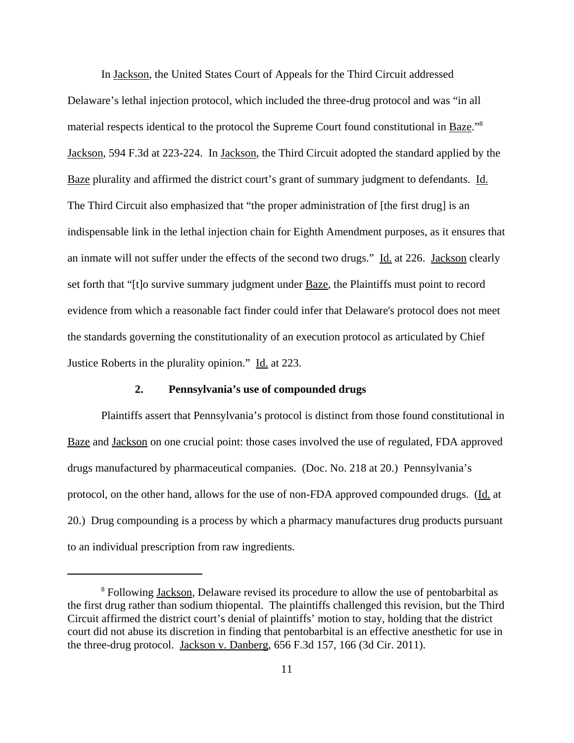In Jackson, the United States Court of Appeals for the Third Circuit addressed Delaware's lethal injection protocol, which included the three-drug protocol and was "in all material respects identical to the protocol the Supreme Court found constitutional in Baze."[8] Jackson, 594 F.3d at 223-224. In Jackson, the Third Circuit adopted the standard applied by the Baze plurality and affirmed the district court's grant of summary judgment to defendants. Id. The Third Circuit also emphasized that "the proper administration of [the first drug] is an indispensable link in the lethal injection chain for Eighth Amendment purposes, as it ensures that an inmate will not suffer under the effects of the second two drugs." Id. at 226. Jackson clearly set forth that "[t]o survive summary judgment under Baze, the Plaintiffs must point to record evidence from which a reasonable fact finder could infer that Delaware's protocol does not meet the standards governing the constitutionality of an execution protocol as articulated by Chief Justice Roberts in the plurality opinion." Id. at 223.

### 2. Pennsylvania's use of compounded drugs

Plaintiffs assert that Pennsylvania's protocol is distinct from those found constitutional in Baze and Jackson on one crucial point: those cases involved the use of regulated, FDA approved drugs manufactured by pharmaceutical companies. (Doc. No. 218 at 20.) Pennsylvania's protocol, on the other hand, allows for the use of non-FDA approved compounded drugs. (Id. at 20.) Drug compounding is a process by which a pharmacy manufactures drug products pursuant to an individual prescription from raw ingredients.

---

[8] Following Jackson, Delaware revised its procedure to allow the use of pentobarbital as the first drug rather than sodium thiopental. The plaintiffs challenged this revision, but the Third Circuit affirmed the district court's denial of plaintiffs' motion to stay, holding that the district court did not abuse its discretion in finding that pentobarbital is an effective anesthetic for use in the three-drug protocol. Jackson v. Danberg, 656 F.3d 157, 166 (3d Cir. 2011).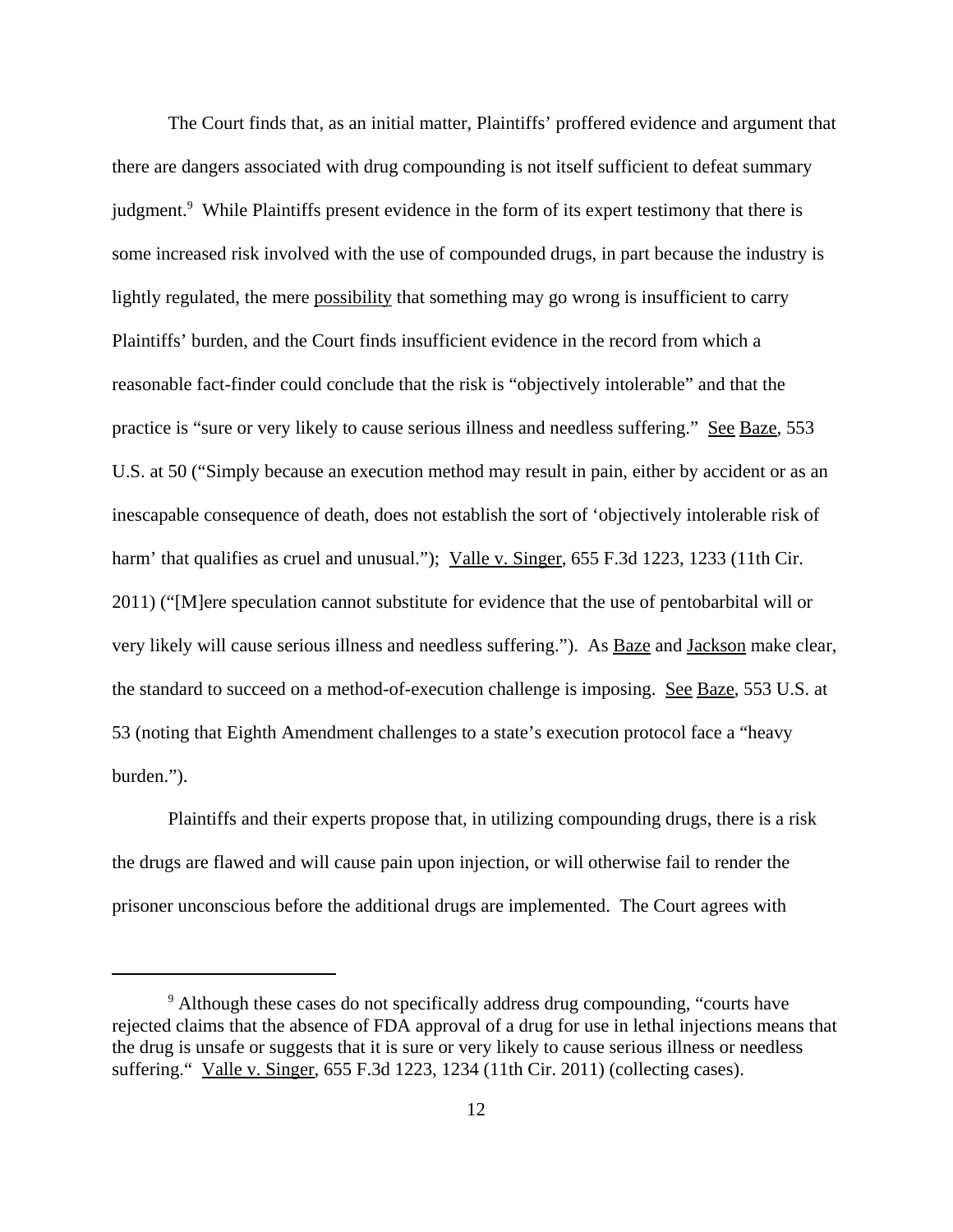The Court finds that, as an initial matter, Plaintiffs' proffered evidence and argument that there are dangers associated with drug compounding is not itself sufficient to defeat summary judgment.[9] While Plaintiffs present evidence in the form of its expert testimony that there is some increased risk involved with the use of compounded drugs, in part because the industry is lightly regulated, the mere possibility that something may go wrong is insufficient to carry Plaintiffs' burden, and the Court finds insufficient evidence in the record from which a reasonable fact-finder could conclude that the risk is "objectively intolerable" and that the practice is "sure or very likely to cause serious illness and needless suffering." See Baze, 553 U.S. at 50 ("Simply because an execution method may result in pain, either by accident or as an inescapable consequence of death, does not establish the sort of 'objectively intolerable risk of harm' that qualifies as cruel and unusual."); Valle v. Singer, 655 F.3d 1223, 1233 (11th Cir. 2011) ("[M]ere speculation cannot substitute for evidence that the use of pentobarbital will or very likely will cause serious illness and needless suffering."). As Baze and Jackson make clear, the standard to succeed on a method-of-execution challenge is imposing. See Baze, 553 U.S. at 53 (noting that Eighth Amendment challenges to a state's execution protocol face a "heavy burden.").

Plaintiffs and their experts propose that, in utilizing compounding drugs, there is a risk the drugs are flawed and will cause pain upon injection, or will otherwise fail to render the prisoner unconscious before the additional drugs are implemented. The Court agrees with

[9] Although these cases do not specifically address drug compounding, "courts have rejected claims that the absence of FDA approval of a drug for use in lethal injections means that the drug is unsafe or suggests that it is sure or very likely to cause serious illness or needless suffering." Valle v. Singer, 655 F.3d 1223, 1234 (11th Cir. 2011) (collecting cases).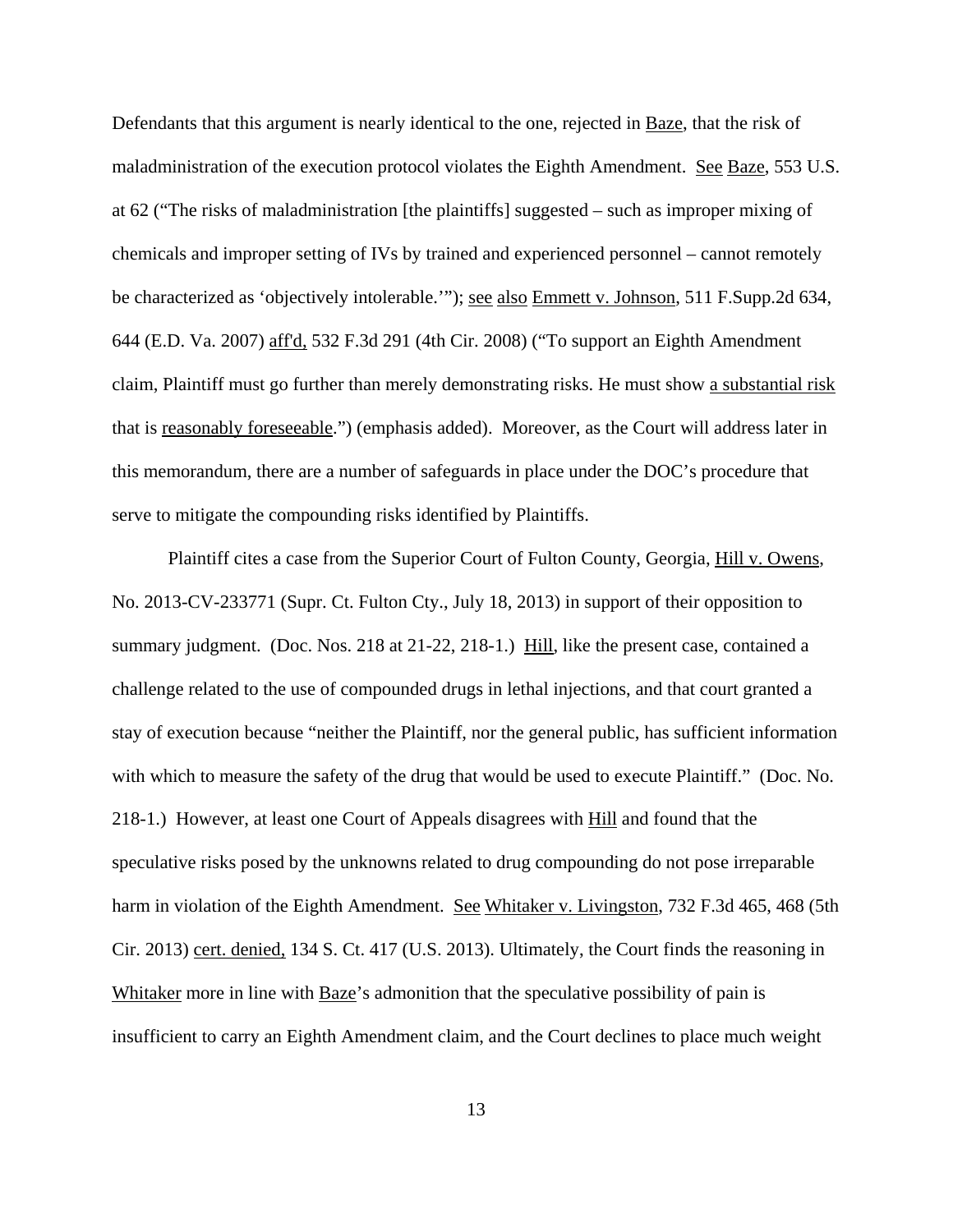Defendants that this argument is nearly identical to the one, rejected in Baze, that the risk of maladministration of the execution protocol violates the Eighth Amendment. See Baze, 553 U.S. at 62 ("The risks of maladministration [the plaintiffs] suggested – such as improper mixing of chemicals and improper setting of IVs by trained and experienced personnel – cannot remotely be characterized as 'objectively intolerable.'"); see also Emmett v. Johnson, 511 F.Supp.2d 634, 644 (E.D. Va. 2007) aff'd, 532 F.3d 291 (4th Cir. 2008) ("To support an Eighth Amendment claim, Plaintiff must go further than merely demonstrating risks. He must show a substantial risk that is reasonably foreseeable.") (emphasis added). Moreover, as the Court will address later in this memorandum, there are a number of safeguards in place under the DOC's procedure that serve to mitigate the compounding risks identified by Plaintiffs.

Plaintiff cites a case from the Superior Court of Fulton County, Georgia, Hill v. Owens, No. 2013-CV-233771 (Supr. Ct. Fulton Cty., July 18, 2013) in support of their opposition to summary judgment. (Doc. Nos. 218 at 21-22, 218-1.) Hill, like the present case, contained a challenge related to the use of compounded drugs in lethal injections, and that court granted a stay of execution because "neither the Plaintiff, nor the general public, has sufficient information with which to measure the safety of the drug that would be used to execute Plaintiff." (Doc. No. 218-1.) However, at least one Court of Appeals disagrees with Hill and found that the speculative risks posed by the unknowns related to drug compounding do not pose irreparable harm in violation of the Eighth Amendment. See Whitaker v. Livingston, 732 F.3d 465, 468 (5th Cir. 2013) cert. denied, 134 S. Ct. 417 (U.S. 2013). Ultimately, the Court finds the reasoning in Whitaker more in line with Baze's admonition that the speculative possibility of pain is insufficient to carry an Eighth Amendment claim, and the Court declines to place much weight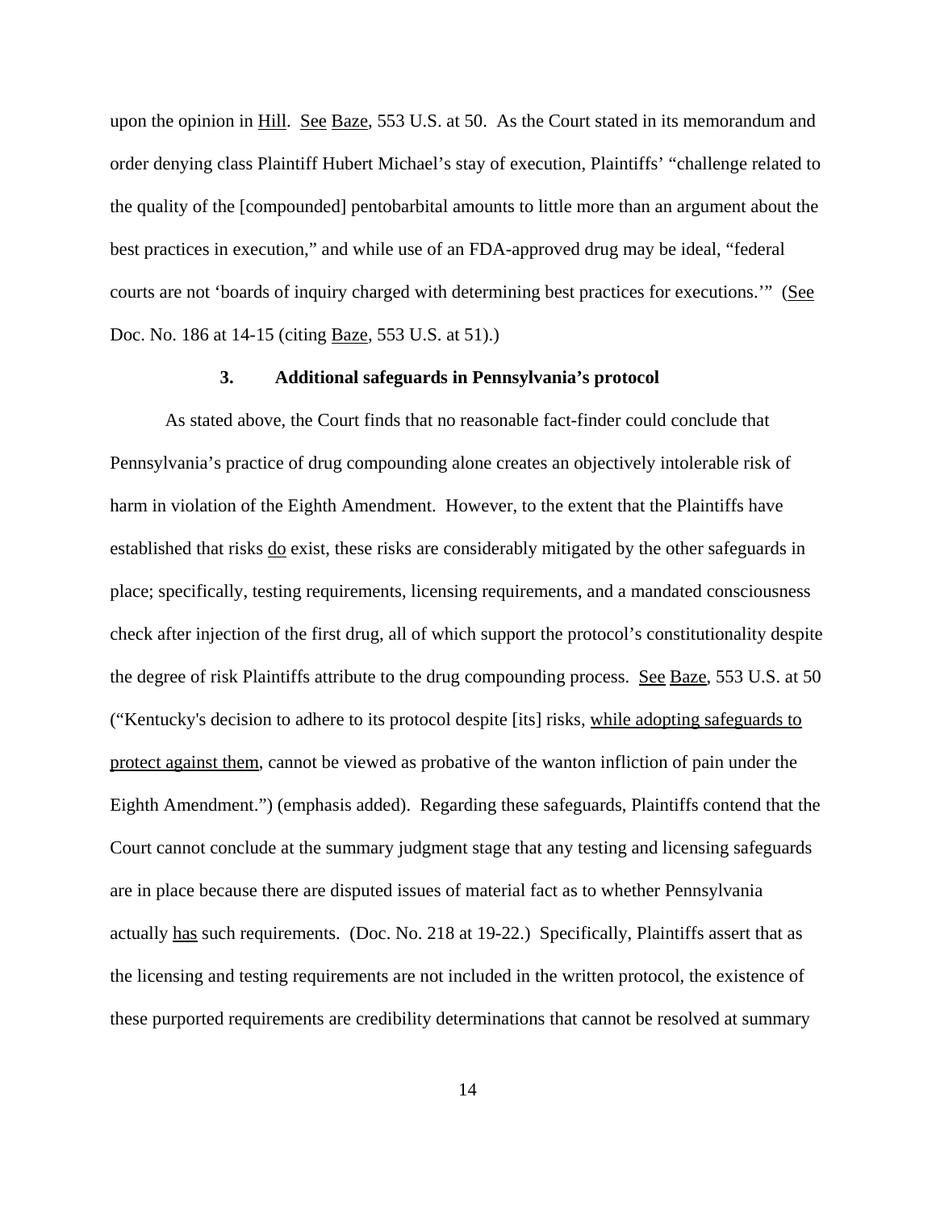upon the opinion in Hill. See Baze, 553 U.S. at 50. As the Court stated in its memorandum and order denying class Plaintiff Hubert Michael's stay of execution, Plaintiffs' "challenge related to the quality of the [compounded] pentobarbital amounts to little more than an argument about the best practices in execution," and while use of an FDA-approved drug may be ideal, "federal courts are not 'boards of inquiry charged with determining best practices for executions.'" (See Doc. No. 186 at 14-15 (citing Baze, 553 U.S. at 51).)

### 3. Additional safeguards in Pennsylvania's protocol

As stated above, the Court finds that no reasonable fact-finder could conclude that Pennsylvania's practice of drug compounding alone creates an objectively intolerable risk of harm in violation of the Eighth Amendment. However, to the extent that the Plaintiffs have established that risks do exist, these risks are considerably mitigated by the other safeguards in place; specifically, testing requirements, licensing requirements, and a mandated consciousness check after injection of the first drug, all of which support the protocol's constitutionality despite the degree of risk Plaintiffs attribute to the drug compounding process. See Baze, 553 U.S. at 50 ("Kentucky's decision to adhere to its protocol despite [its] risks, while adopting safeguards to protect against them, cannot be viewed as probative of the wanton infliction of pain under the Eighth Amendment.") (emphasis added). Regarding these safeguards, Plaintiffs contend that the Court cannot conclude at the summary judgment stage that any testing and licensing safeguards are in place because there are disputed issues of material fact as to whether Pennsylvania actually has such requirements. (Doc. No. 218 at 19-22.) Specifically, Plaintiffs assert that as the licensing and testing requirements are not included in the written protocol, the existence of these purported requirements are credibility determinations that cannot be resolved at summary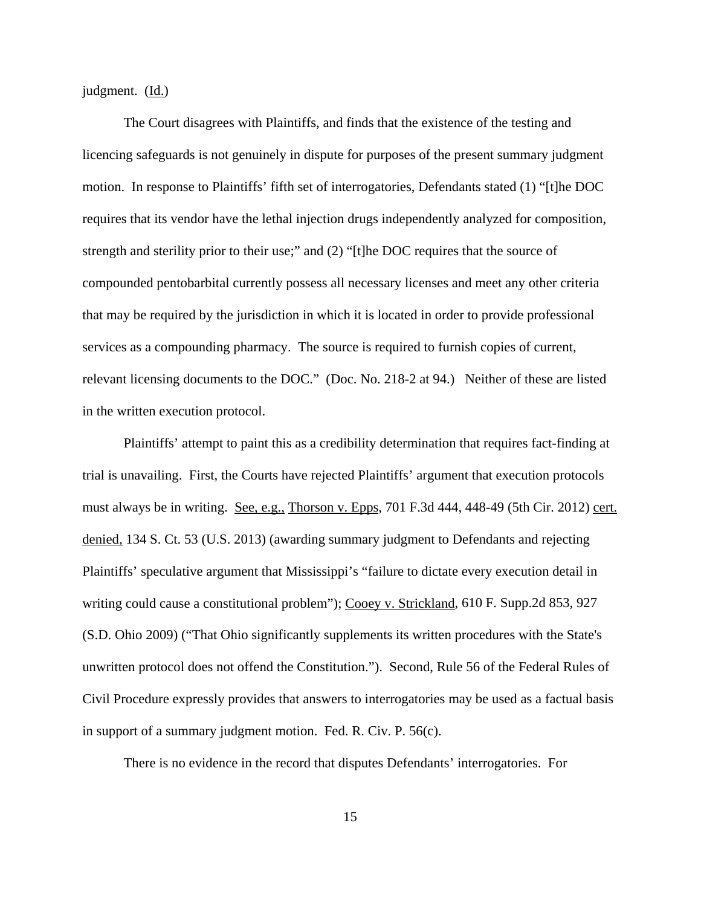judgment. (Id.)

The Court disagrees with Plaintiffs, and finds that the existence of the testing and licencing safeguards is not genuinely in dispute for purposes of the present summary judgment motion. In response to Plaintiffs' fifth set of interrogatories, Defendants stated (1) "[t]he DOC requires that its vendor have the lethal injection drugs independently analyzed for composition, strength and sterility prior to their use;" and (2) "[t]he DOC requires that the source of compounded pentobarbital currently possess all necessary licenses and meet any other criteria that may be required by the jurisdiction in which it is located in order to provide professional services as a compounding pharmacy. The source is required to furnish copies of current, relevant licensing documents to the DOC." (Doc. No. 218-2 at 94.) Neither of these are listed in the written execution protocol.

Plaintiffs' attempt to paint this as a credibility determination that requires fact-finding at trial is unavailing. First, the Courts have rejected Plaintiffs' argument that execution protocols must always be in writing. See, e.g., Thorson v. Epps, 701 F.3d 444, 448-49 (5th Cir. 2012) cert. denied, 134 S. Ct. 53 (U.S. 2013) (awarding summary judgment to Defendants and rejecting Plaintiffs' speculative argument that Mississippi's "failure to dictate every execution detail in writing could cause a constitutional problem"); Cooey v. Strickland, 610 F. Supp.2d 853, 927 (S.D. Ohio 2009) ("That Ohio significantly supplements its written procedures with the State's unwritten protocol does not offend the Constitution."). Second, Rule 56 of the Federal Rules of Civil Procedure expressly provides that answers to interrogatories may be used as a factual basis in support of a summary judgment motion. Fed. R. Civ. P. 56(c).

There is no evidence in the record that disputes Defendants' interrogatories. For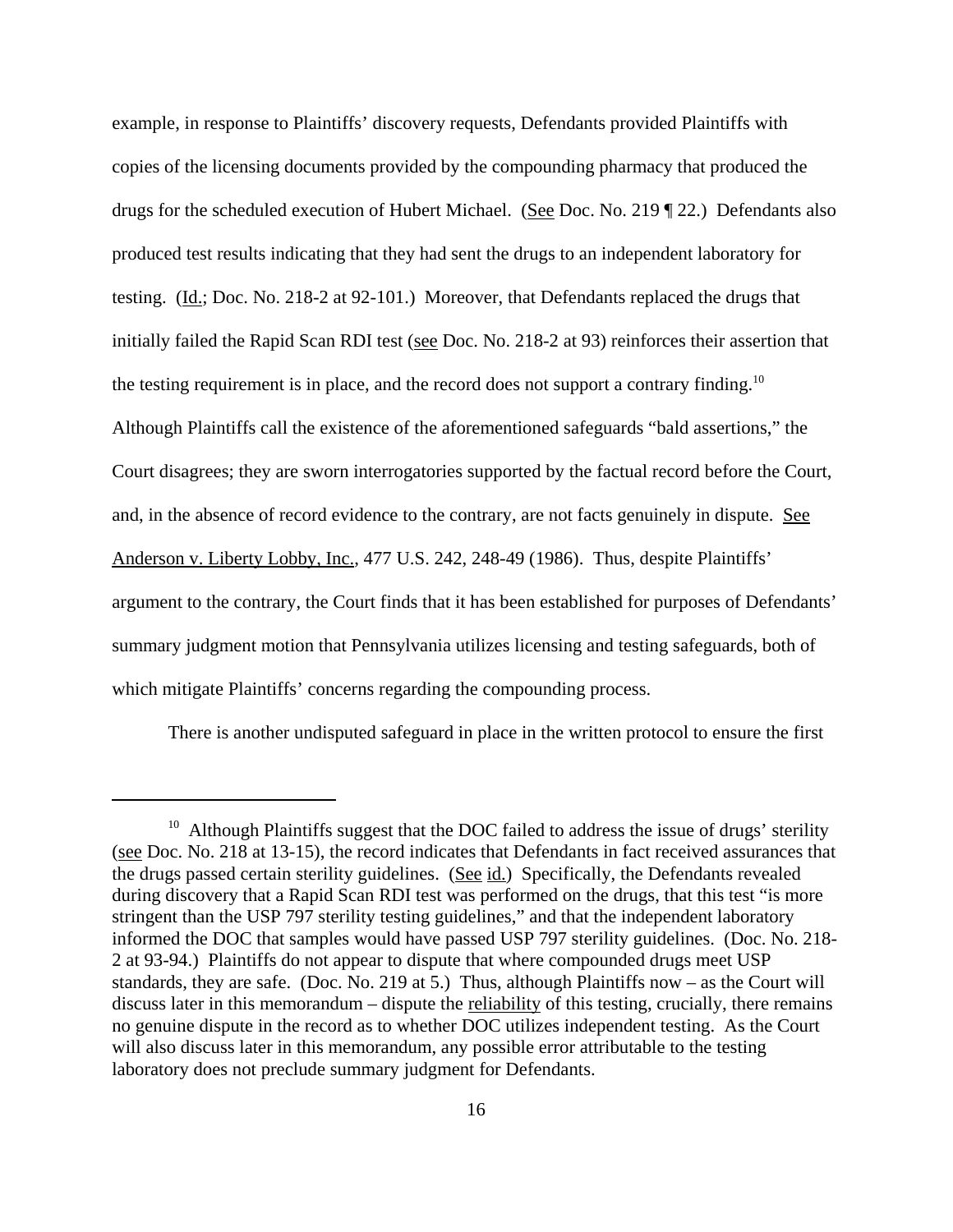example, in response to Plaintiffs' discovery requests, Defendants provided Plaintiffs with copies of the licensing documents provided by the compounding pharmacy that produced the drugs for the scheduled execution of Hubert Michael. (See Doc. No. 219 ¶ 22.) Defendants also produced test results indicating that they had sent the drugs to an independent laboratory for testing. (Id.; Doc. No. 218-2 at 92-101.) Moreover, that Defendants replaced the drugs that initially failed the Rapid Scan RDI test (see Doc. No. 218-2 at 93) reinforces their assertion that the testing requirement is in place, and the record does not support a contrary finding.[10] Although Plaintiffs call the existence of the aforementioned safeguards "bald assertions," the Court disagrees; they are sworn interrogatories supported by the factual record before the Court, and, in the absence of record evidence to the contrary, are not facts genuinely in dispute. See Anderson v. Liberty Lobby, Inc., 477 U.S. 242, 248-49 (1986). Thus, despite Plaintiffs' argument to the contrary, the Court finds that it has been established for purposes of Defendants' summary judgment motion that Pennsylvania utilizes licensing and testing safeguards, both of which mitigate Plaintiffs' concerns regarding the compounding process.

There is another undisputed safeguard in place in the written protocol to ensure the first

---

[10] Although Plaintiffs suggest that the DOC failed to address the issue of drugs' sterility (see Doc. No. 218 at 13-15), the record indicates that Defendants in fact received assurances that the drugs passed certain sterility guidelines. (See id.) Specifically, the Defendants revealed during discovery that a Rapid Scan RDI test was performed on the drugs, that this test "is more stringent than the USP 797 sterility testing guidelines," and that the independent laboratory informed the DOC that samples would have passed USP 797 sterility guidelines. (Doc. No. 218-2 at 93-94.) Plaintiffs do not appear to dispute that where compounded drugs meet USP standards, they are safe. (Doc. No. 219 at 5.) Thus, although Plaintiffs now – as the Court will discuss later in this memorandum – dispute the reliability of this testing, crucially, there remains no genuine dispute in the record as to whether DOC utilizes independent testing. As the Court will also discuss later in this memorandum, any possible error attributable to the testing laboratory does not preclude summary judgment for Defendants.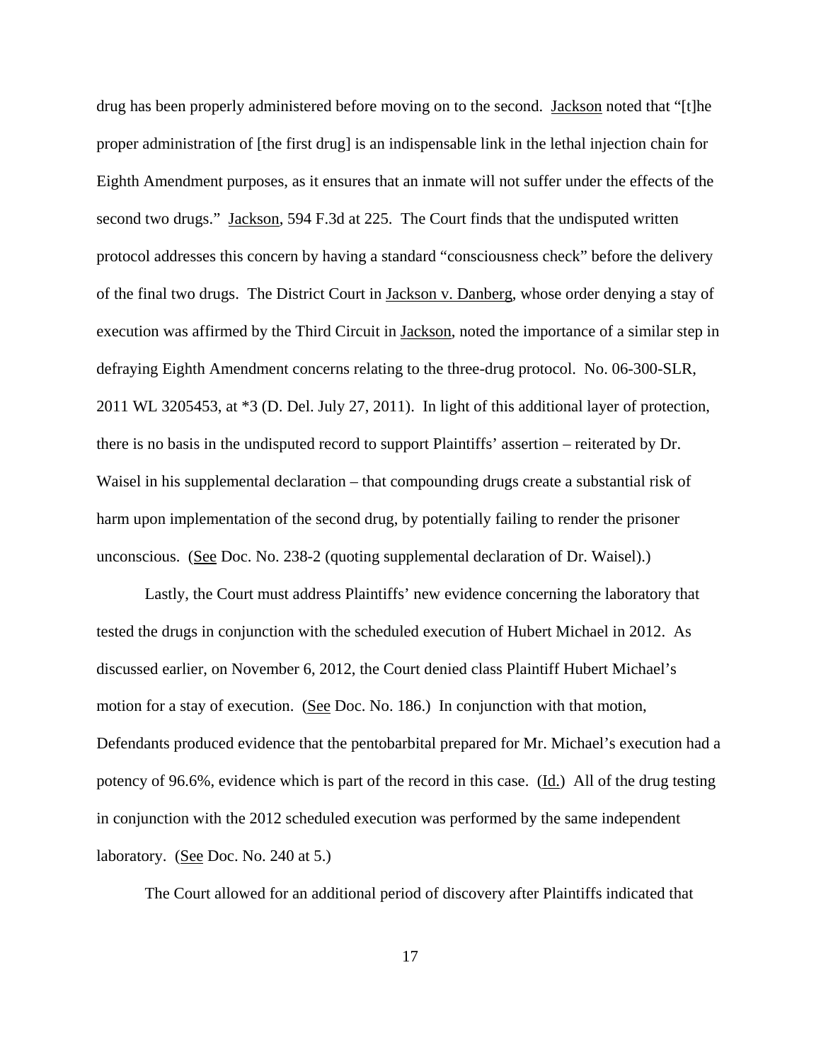drug has been properly administered before moving on to the second. Jackson noted that "[t]he proper administration of [the first drug] is an indispensable link in the lethal injection chain for Eighth Amendment purposes, as it ensures that an inmate will not suffer under the effects of the second two drugs." Jackson, 594 F.3d at 225. The Court finds that the undisputed written protocol addresses this concern by having a standard "consciousness check" before the delivery of the final two drugs. The District Court in Jackson v. Danberg, whose order denying a stay of execution was affirmed by the Third Circuit in Jackson, noted the importance of a similar step in defraying Eighth Amendment concerns relating to the three-drug protocol. No. 06-300-SLR, 2011 WL 3205453, at *3 (D. Del. July 27, 2011). In light of this additional layer of protection, there is no basis in the undisputed record to support Plaintiffs' assertion – reiterated by Dr. Waisel in his supplemental declaration – that compounding drugs create a substantial risk of harm upon implementation of the second drug, by potentially failing to render the prisoner unconscious. (See Doc. No. 238-2 (quoting supplemental declaration of Dr. Waisel).)

Lastly, the Court must address Plaintiffs' new evidence concerning the laboratory that tested the drugs in conjunction with the scheduled execution of Hubert Michael in 2012. As discussed earlier, on November 6, 2012, the Court denied class Plaintiff Hubert Michael's motion for a stay of execution. (See Doc. No. 186.) In conjunction with that motion, Defendants produced evidence that the pentobarbital prepared for Mr. Michael's execution had a potency of 96.6%, evidence which is part of the record in this case. (Id.) All of the drug testing in conjunction with the 2012 scheduled execution was performed by the same independent laboratory. (See Doc. No. 240 at 5.)

The Court allowed for an additional period of discovery after Plaintiffs indicated that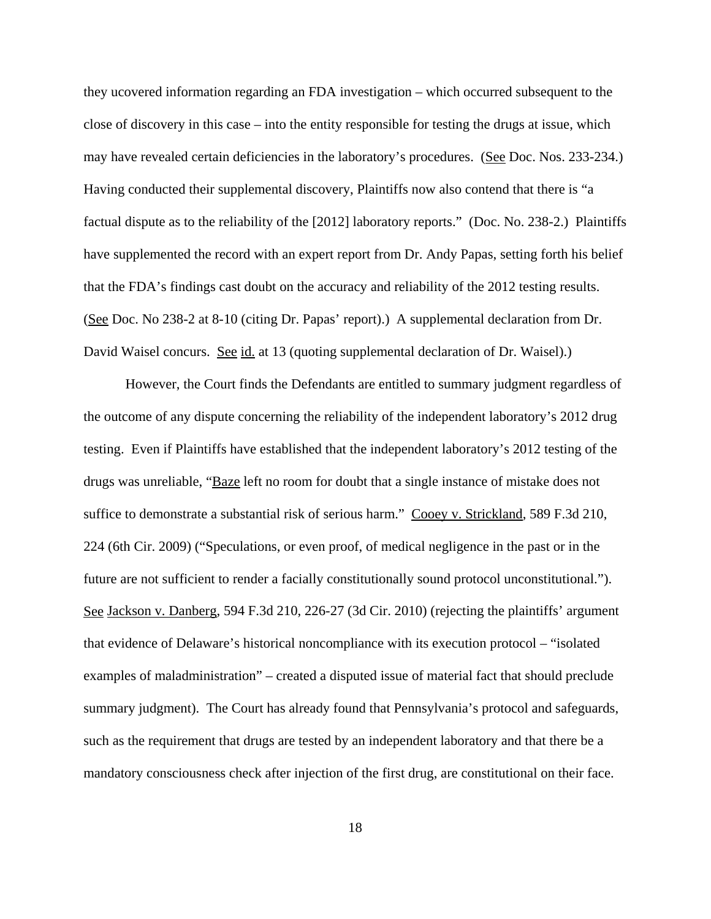they ucovered information regarding an FDA investigation – which occurred subsequent to the close of discovery in this case – into the entity responsible for testing the drugs at issue, which may have revealed certain deficiencies in the laboratory's procedures. (See Doc. Nos. 233-234.) Having conducted their supplemental discovery, Plaintiffs now also contend that there is "a factual dispute as to the reliability of the [2012] laboratory reports." (Doc. No. 238-2.) Plaintiffs have supplemented the record with an expert report from Dr. Andy Papas, setting forth his belief that the FDA's findings cast doubt on the accuracy and reliability of the 2012 testing results. (See Doc. No 238-2 at 8-10 (citing Dr. Papas' report).) A supplemental declaration from Dr. David Waisel concurs. See id. at 13 (quoting supplemental declaration of Dr. Waisel).)

However, the Court finds the Defendants are entitled to summary judgment regardless of the outcome of any dispute concerning the reliability of the independent laboratory's 2012 drug testing. Even if Plaintiffs have established that the independent laboratory's 2012 testing of the drugs was unreliable, "Baze left no room for doubt that a single instance of mistake does not suffice to demonstrate a substantial risk of serious harm." Cooey v. Strickland, 589 F.3d 210, 224 (6th Cir. 2009) ("Speculations, or even proof, of medical negligence in the past or in the future are not sufficient to render a facially constitutionally sound protocol unconstitutional."). See Jackson v. Danberg, 594 F.3d 210, 226-27 (3d Cir. 2010) (rejecting the plaintiffs' argument that evidence of Delaware's historical noncompliance with its execution protocol – "isolated examples of maladministration" – created a disputed issue of material fact that should preclude summary judgment). The Court has already found that Pennsylvania's protocol and safeguards, such as the requirement that drugs are tested by an independent laboratory and that there be a mandatory consciousness check after injection of the first drug, are constitutional on their face.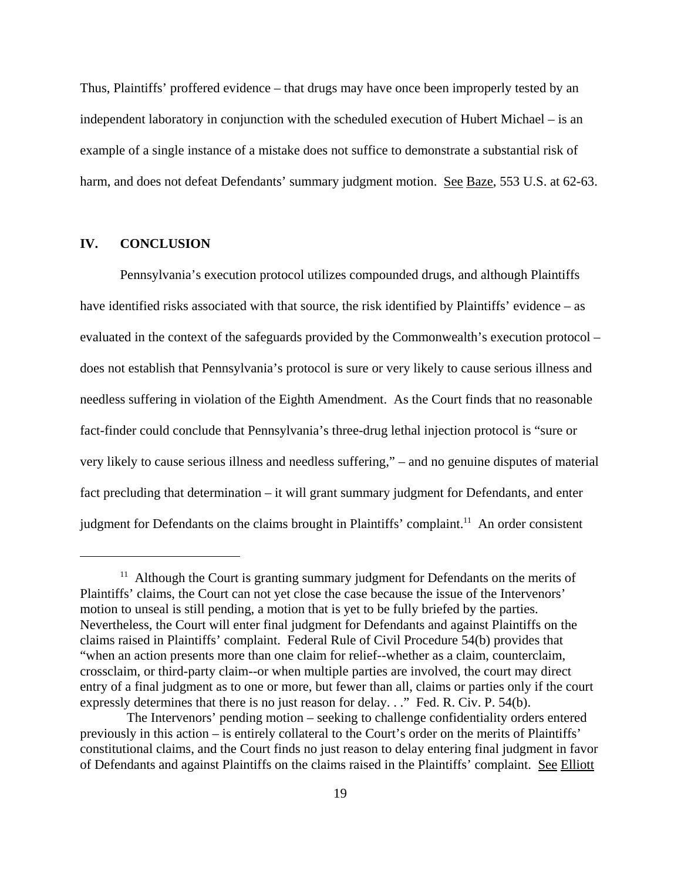Thus, Plaintiffs' proffered evidence – that drugs may have once been improperly tested by an independent laboratory in conjunction with the scheduled execution of Hubert Michael – is an example of a single instance of a mistake does not suffice to demonstrate a substantial risk of harm, and does not defeat Defendants' summary judgment motion. See Baze, 553 U.S. at 62-63.

## IV. CONCLUSION

Pennsylvania's execution protocol utilizes compounded drugs, and although Plaintiffs have identified risks associated with that source, the risk identified by Plaintiffs' evidence – as evaluated in the context of the safeguards provided by the Commonwealth's execution protocol – does not establish that Pennsylvania's protocol is sure or very likely to cause serious illness and needless suffering in violation of the Eighth Amendment. As the Court finds that no reasonable fact-finder could conclude that Pennsylvania's three-drug lethal injection protocol is "sure or very likely to cause serious illness and needless suffering," – and no genuine disputes of material fact precluding that determination – it will grant summary judgment for Defendants, and enter judgment for Defendants on the claims brought in Plaintiffs' complaint.[11] An order consistent

---

[11] Although the Court is granting summary judgment for Defendants on the merits of Plaintiffs' claims, the Court can not yet close the case because the issue of the Intervenors' motion to unseal is still pending, a motion that is yet to be fully briefed by the parties. Nevertheless, the Court will enter final judgment for Defendants and against Plaintiffs on the claims raised in Plaintiffs' complaint. Federal Rule of Civil Procedure 54(b) provides that "when an action presents more than one claim for relief--whether as a claim, counterclaim, crossclaim, or third-party claim--or when multiple parties are involved, the court may direct entry of a final judgment as to one or more, but fewer than all, claims or parties only if the court expressly determines that there is no just reason for delay. . ." Fed. R. Civ. P. 54(b).

The Intervenors' pending motion – seeking to challenge confidentiality orders entered previously in this action – is entirely collateral to the Court's order on the merits of Plaintiffs' constitutional claims, and the Court finds no just reason to delay entering final judgment in favor of Defendants and against Plaintiffs on the claims raised in the Plaintiffs' complaint. See Elliott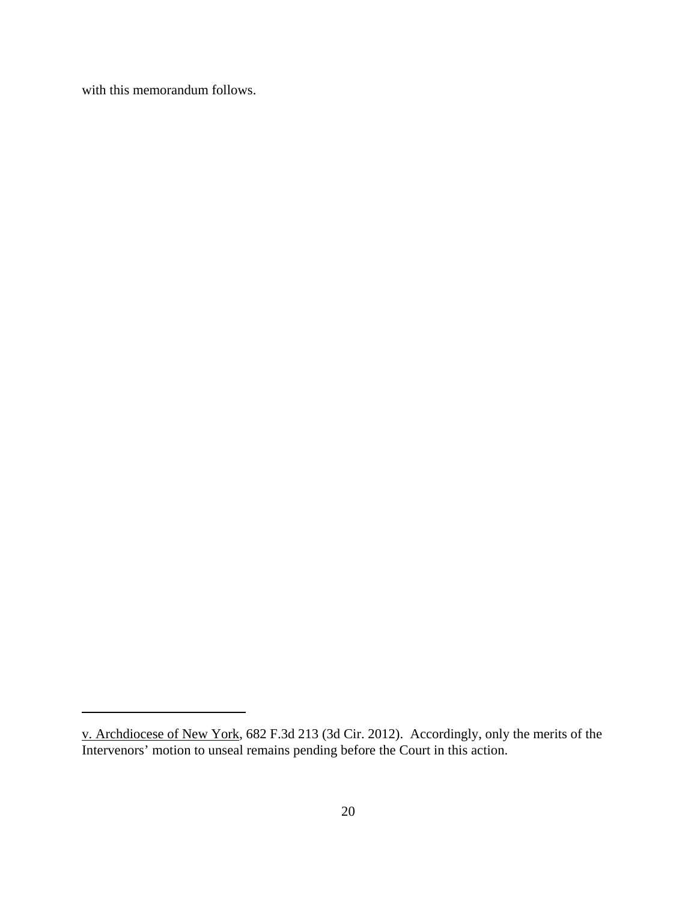with this memorandum follows.

---

v. Archdiocese of New York, 682 F.3d 213 (3d Cir. 2012). Accordingly, only the merits of the Intervenors' motion to unseal remains pending before the Court in this action.